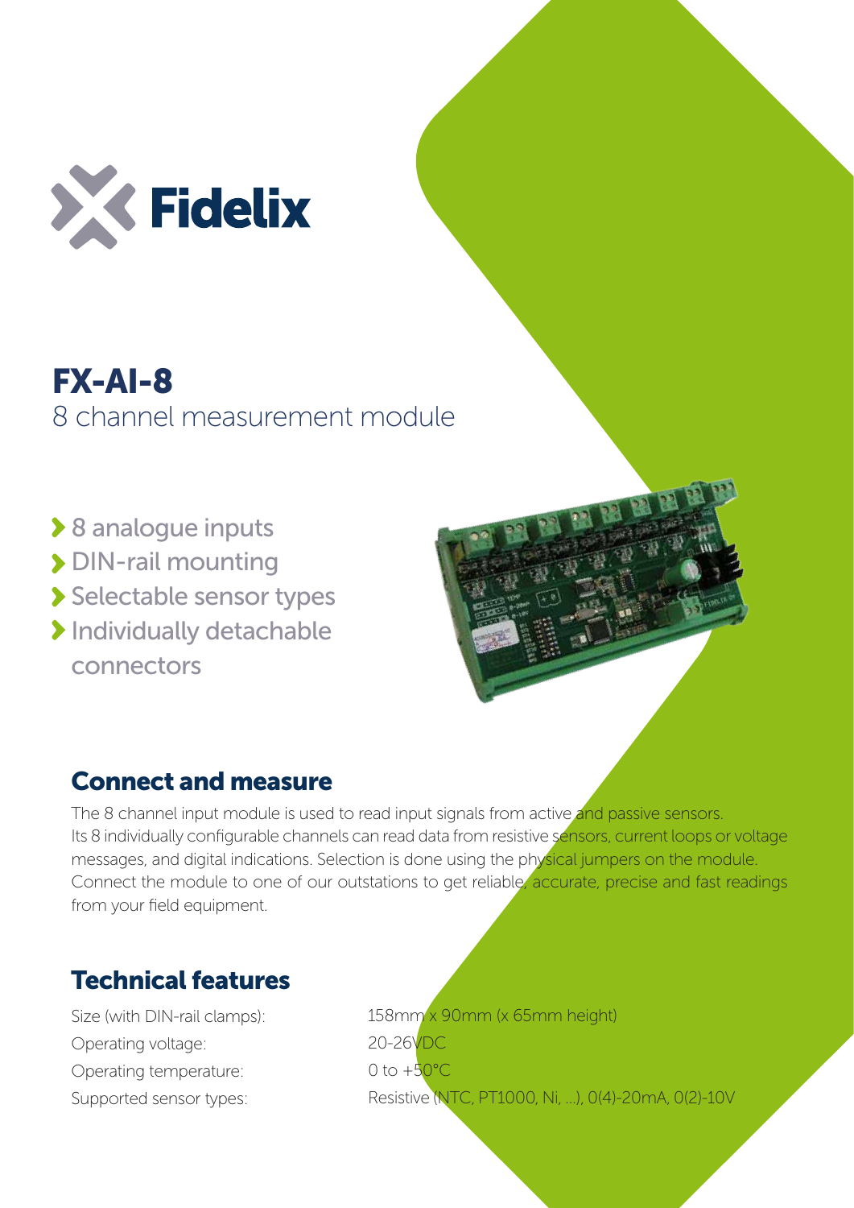Fidelix

# FX-AI-8

8 channel measurement module

- 8 analogue inputs
- DIN-rail mounting
- Selectable sensor types
- Individually detachable connectors

## Connect and measure

The 8 channel input module is used to read input signals from active and passive sensors. Its 8 individually configurable channels can read data from resistive sensors, current loops or voltage messages, and digital indications. Selection is done using the physical jumpers on the module. Connect the module to one of our outstations to get reliable, accurate, precise and fast readings from your field equipment.

## Technical features

| | |
|---|---|
| Size (with DIN-rail clamps): | 158mm x 90mm (x 65mm height) |
| Operating voltage: | 20-26VDC |
| Operating temperature: | 0 to +50°C |
| Supported sensor types: | Resistive (NTC, PT1000, Ni, ...), 0(4)-20mA, 0(2)-10V |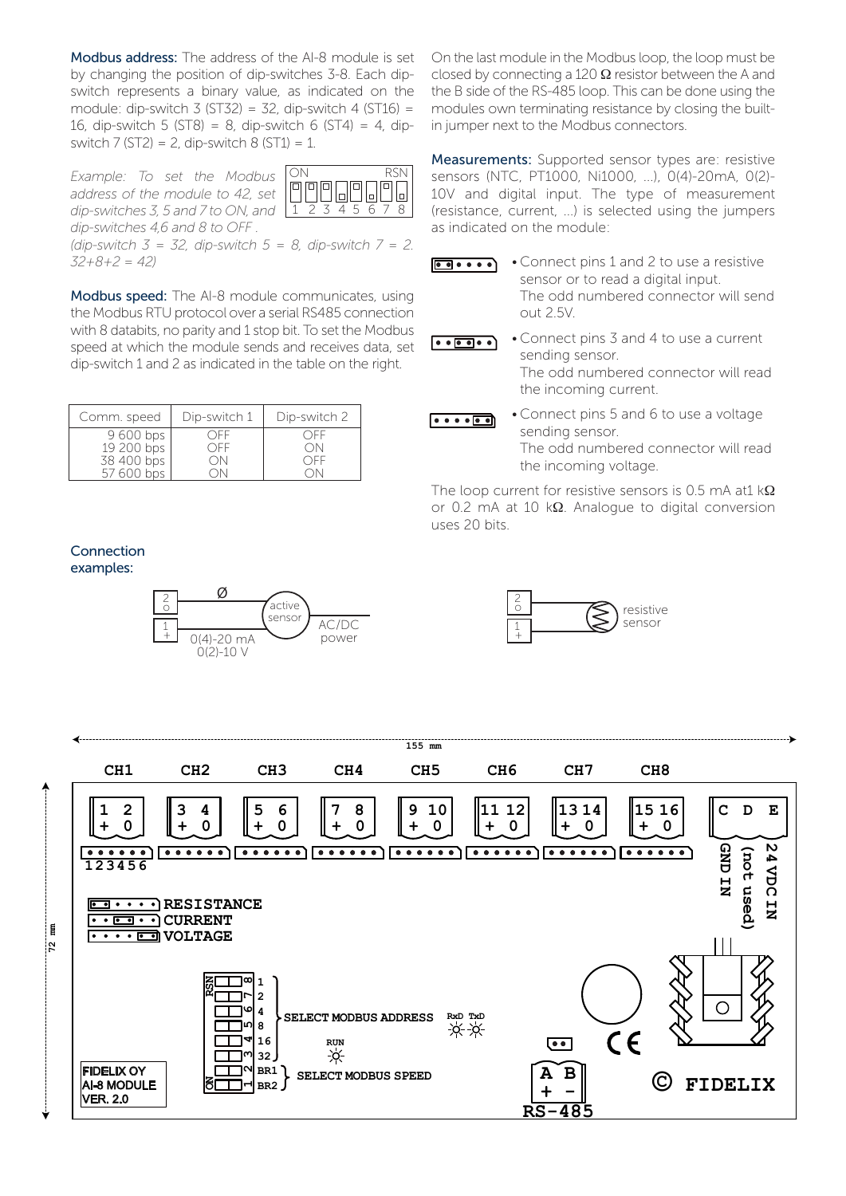**Modbus address:** The address of the AI-8 module is set by changing the position of dip-switches 3-8. Each dip-switch represents a binary value, as indicated on the module: dip-switch 3 (ST32) = 32, dip-switch 4 (ST16) = 16, dip-switch 5 (ST8) = 8, dip-switch 6 (ST4) = 4, dip-switch 7 (ST2) = 2, dip-switch 8 (ST1) = 1.

*Example: To set the Modbus address of the module to 42, set dip-switches 3, 5 and 7 to ON, and dip-switches 4,6 and 8 to OFF .*
*(dip-switch 3 = 32, dip-switch 5 = 8, dip-switch 7 = 2. 32+8+2 = 42)*

ON RSN
1 2 3 4 5 6 7 8

**Modbus speed:** The AI-8 module communicates, using the Modbus RTU protocol over a serial RS485 connection with 8 databits, no parity and 1 stop bit. To set the Modbus speed at which the module sends and receives data, set dip-switch 1 and 2 as indicated in the table on the right.

| Comm. speed | Dip-switch 1 | Dip-switch 2 |
|---|---|---|
| 9 600 bps | OFF | OFF |
| 19 200 bps | OFF | ON |
| 38 400 bps | ON | OFF |
| 57 600 bps | ON | ON |

On the last module in the Modbus loop, the loop must be closed by connecting a 120 Ω resistor between the A and the B side of the RS-485 loop. This can be done using the modules own terminating resistance by closing the built-in jumper next to the Modbus connectors.

**Measurements:** Supported sensor types are: resistive sensors (NTC, PT1000, Ni1000, ...), 0(4)-20mA, 0(2)-10V and digital input. The type of measurement (resistance, current, ...) is selected using the jumpers as indicated on the module:

- Connect pins 1 and 2 to use a resistive sensor or to read a digital input. The odd numbered connector will send out 2.5V.
- Connect pins 3 and 4 to use a current sending sensor. The odd numbered connector will read the incoming current.
- Connect pins 5 and 6 to use a voltage sending sensor. The odd numbered connector will read the incoming voltage.

The loop current for resistive sensors is 0.5 mA at1 kΩ or 0.2 mA at 10 kΩ. Analogue to digital conversion uses 20 bits.

**Connection examples:**

2 o
1 +
Ø
active sensor
AC/DC power
0(4)-20 mA
0(2)-10 V

2 o
1 +
resistive sensor

155 mm
72 mm

CH1 CH2 CH3 CH4 CH5 CH6 CH7 CH8
1 2 + 0 | 3 4 + 0 | 5 6 + 0 | 7 8 + 0 | 9 10 + 0 | 11 12 + 0 | 13 14 + 0 | 15 16 + 0
C D E
GND IN
(not used)
24VDC IN
123456
RESISTANCE
CURRENT
VOLTAGE
RSN 8 7 6 5 4 3 2 1 ON
1 2 4 8 16 32 SELECT MODBUS ADDRESS
BR1 BR2 SELECT MODBUS SPEED
RxD TxD
RUN
A B
+ −
RS-485
FIDELIX OY
AI-8 MODULE
VER. 2.0
CE
© FIDELIX